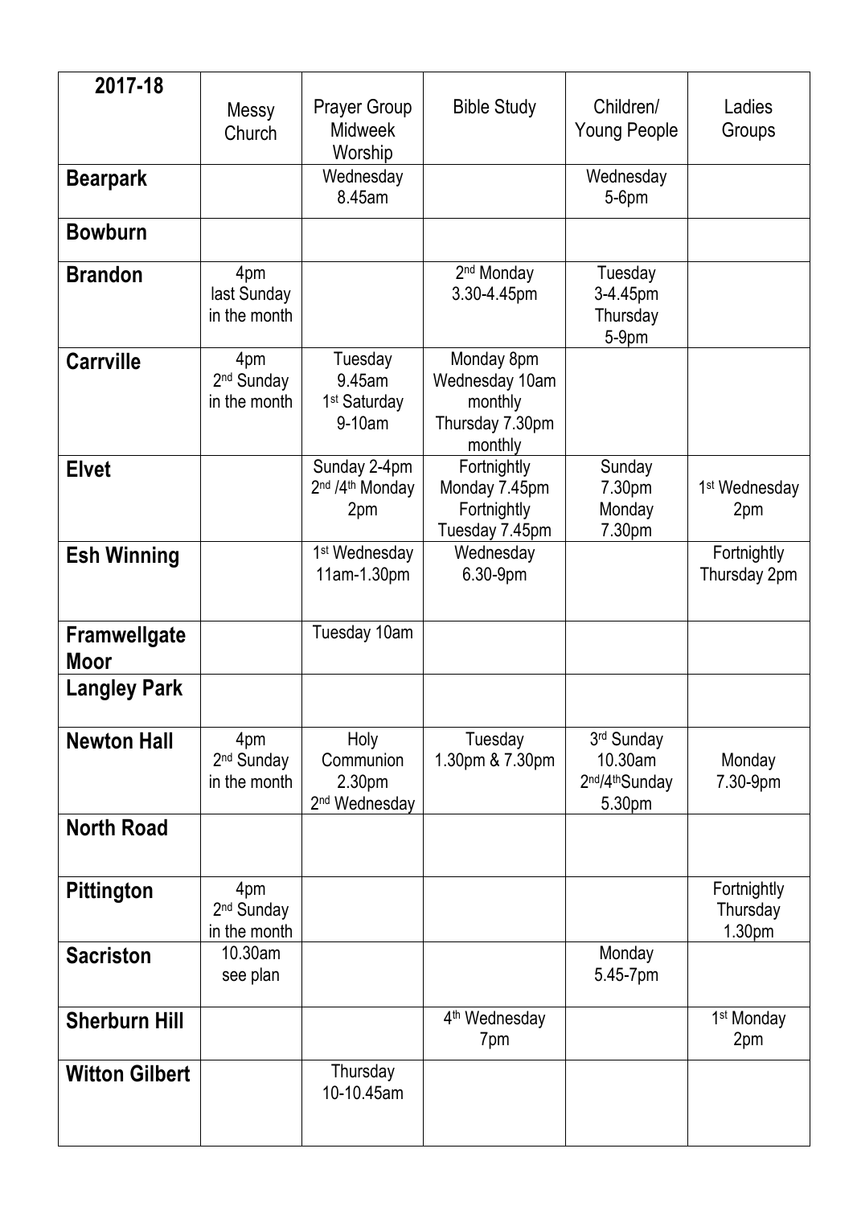| 2017-18 | Messy Church | Prayer Group Midweek Worship | Bible Study | Children/ Young People | Ladies Groups |
|---|---|---|---|---|---|
| **Bearpark** | | Wednesday 8.45am | | Wednesday 5-6pm | |
| **Bowburn** | | | | | |
| **Brandon** | 4pm last Sunday in the month | | 2nd Monday 3.30-4.45pm | Tuesday 3-4.45pm Thursday 5-9pm | |
| **Carrville** | 4pm 2nd Sunday in the month | Tuesday 9.45am 1st Saturday 9-10am | Monday 8pm Wednesday 10am monthly Thursday 7.30pm monthly | | |
| **Elvet** | | Sunday 2-4pm 2nd /4th Monday 2pm | Fortnightly Monday 7.45pm Fortnightly Tuesday 7.45pm | Sunday 7.30pm Monday 7.30pm | 1st Wednesday 2pm |
| **Esh Winning** | | 1st Wednesday 11am-1.30pm | Wednesday 6.30-9pm | | Fortnightly Thursday 2pm |
| **Framwellgate Moor** | | Tuesday 10am | | | |
| **Langley Park** | | | | | |
| **Newton Hall** | 4pm 2nd Sunday in the month | Holy Communion 2.30pm 2nd Wednesday | Tuesday 1.30pm & 7.30pm | 3rd Sunday 10.30am 2nd/4thSunday 5.30pm | Monday 7.30-9pm |
| **North Road** | | | | | |
| **Pittington** | 4pm 2nd Sunday in the month | | | | Fortnightly Thursday 1.30pm |
| **Sacriston** | 10.30am see plan | | | Monday 5.45-7pm | |
| **Sherburn Hill** | | | 4th Wednesday 7pm | | 1st Monday 2pm |
| **Witton Gilbert** | | Thursday 10-10.45am | | | |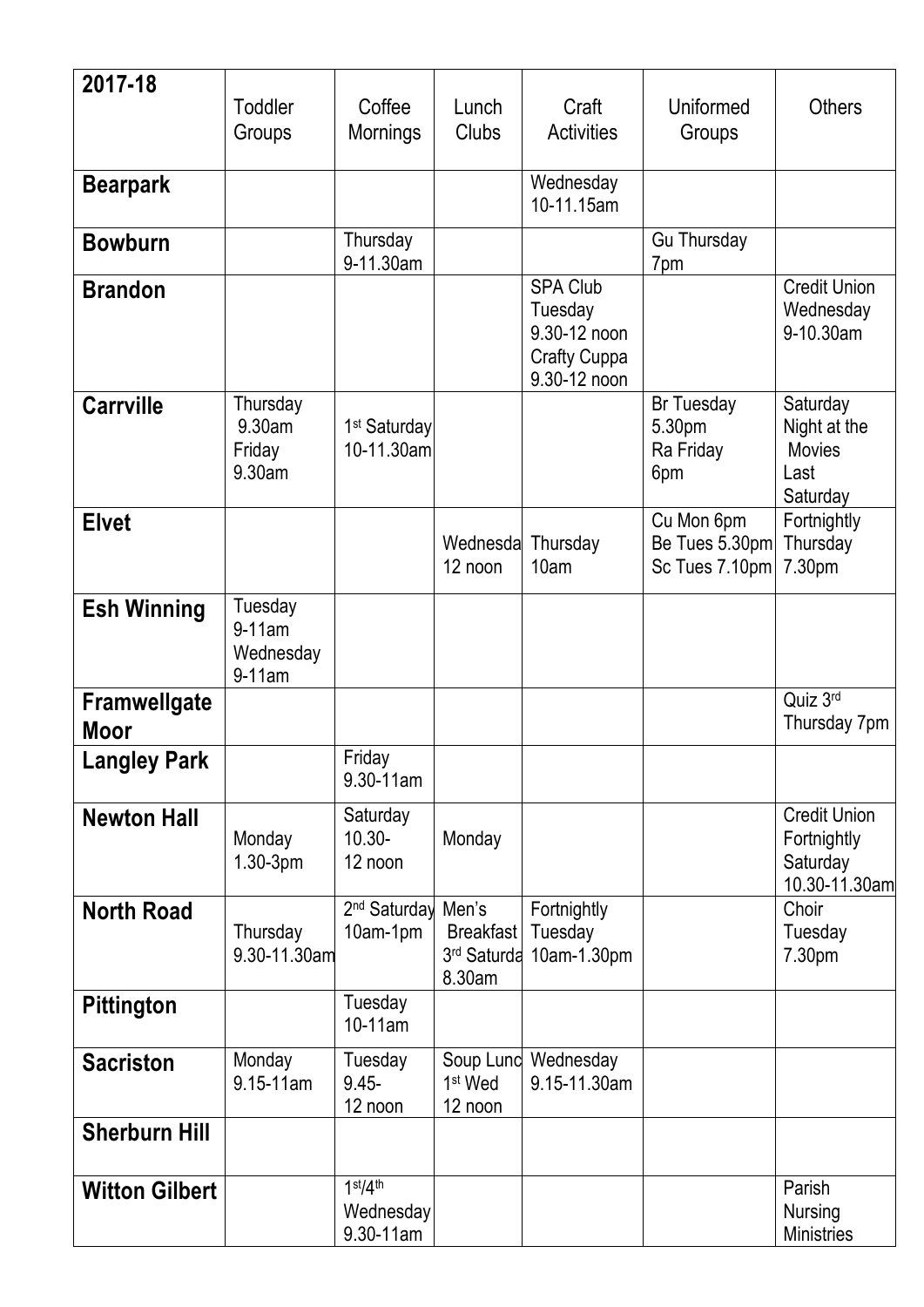| 2017-18 | Toddler Groups | Coffee Mornings | Lunch Clubs | Craft Activities | Uniformed Groups | Others |
|---|---|---|---|---|---|---|
| **Bearpark** | | | | Wednesday 10-11.15am | | |
| **Bowburn** | | Thursday 9-11.30am | | | Gu Thursday 7pm | |
| **Brandon** | | | | SPA Club Tuesday 9.30-12 noon Crafty Cuppa 9.30-12 noon | | Credit Union Wednesday 9-10.30am |
| **Carrville** | Thursday 9.30am Friday 9.30am | 1st Saturday 10-11.30am | | | Br Tuesday 5.30pm Ra Friday 6pm | Saturday Night at the Movies Last Saturday |
| **Elvet** | | | Wednesda 12 noon | Thursday 10am | Cu Mon 6pm Be Tues 5.30pm Sc Tues 7.10pm | Fortnightly Thursday 7.30pm |
| **Esh Winning** | Tuesday 9-11am Wednesday 9-11am | | | | | |
| **Framwellgate Moor** | | | | | | Quiz 3rd Thursday 7pm |
| **Langley Park** | | Friday 9.30-11am | | | | |
| **Newton Hall** | Monday 1.30-3pm | Saturday 10.30-12 noon | Monday | | | Credit Union Fortnightly Saturday 10.30-11.30am |
| **North Road** | Thursday 9.30-11.30am | 2nd Saturday 10am-1pm | Men's Breakfast 3rd Saturda 8.30am | Fortnightly Tuesday 10am-1.30pm | | Choir Tuesday 7.30pm |
| **Pittington** | | Tuesday 10-11am | | | | |
| **Sacriston** | Monday 9.15-11am | Tuesday 9.45-12 noon | Soup Lunc 1st Wed 12 noon | Wednesday 9.15-11.30am | | |
| **Sherburn Hill** | | | | | | |
| **Witton Gilbert** | | 1st/4th Wednesday 9.30-11am | | | | Parish Nursing Ministries |